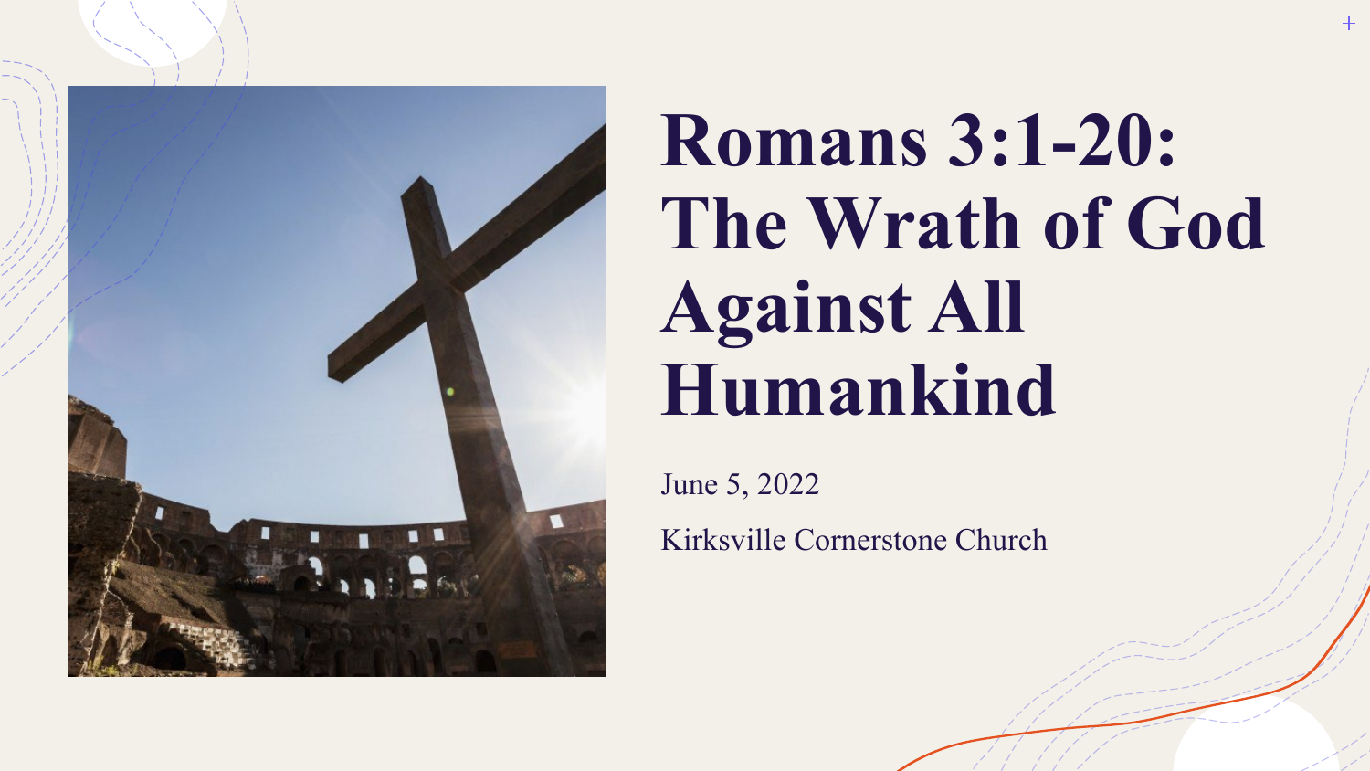# Romans 3:1-20: The Wrath of God Against All Humankind

June 5, 2022

Kirksville Cornerstone Church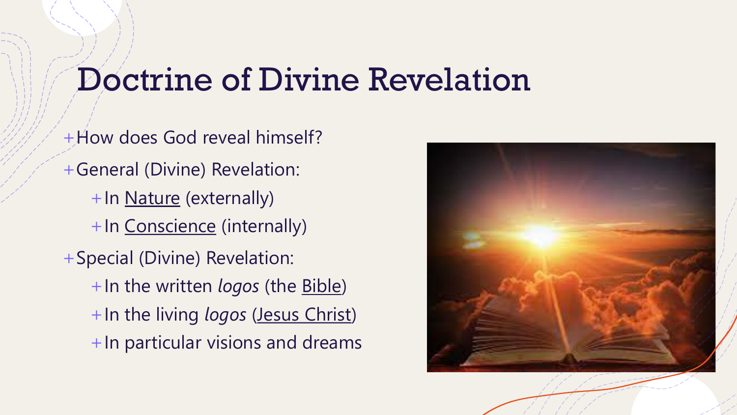# Doctrine of Divine Revelation

- How does God reveal himself?
- General (Divine) Revelation:
  - In Nature (externally)
  - In Conscience (internally)
- Special (Divine) Revelation:
  - In the written *logos* (the Bible)
  - In the living *logos* (Jesus Christ)
  - In particular visions and dreams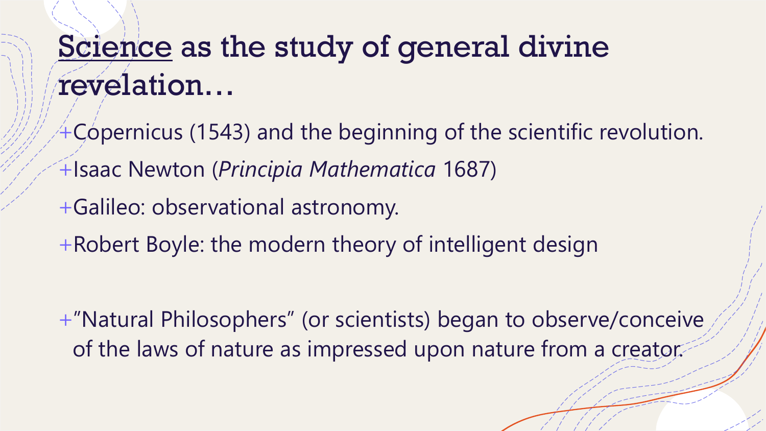# Science as the study of general divine revelation…

- Copernicus (1543) and the beginning of the scientific revolution.
- Isaac Newton (*Principia Mathematica* 1687)
- Galileo: observational astronomy.
- Robert Boyle: the modern theory of intelligent design

- "Natural Philosophers" (or scientists) began to observe/conceive of the laws of nature as impressed upon nature from a creator.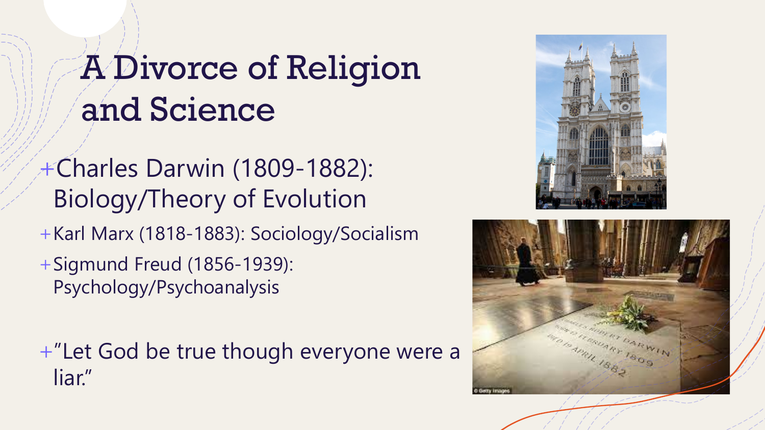# A Divorce of Religion and Science

- Charles Darwin (1809-1882): Biology/Theory of Evolution
- Karl Marx (1818-1883): Sociology/Socialism
- Sigmund Freud (1856-1939): Psychology/Psychoanalysis

- "Let God be true though everyone were a liar."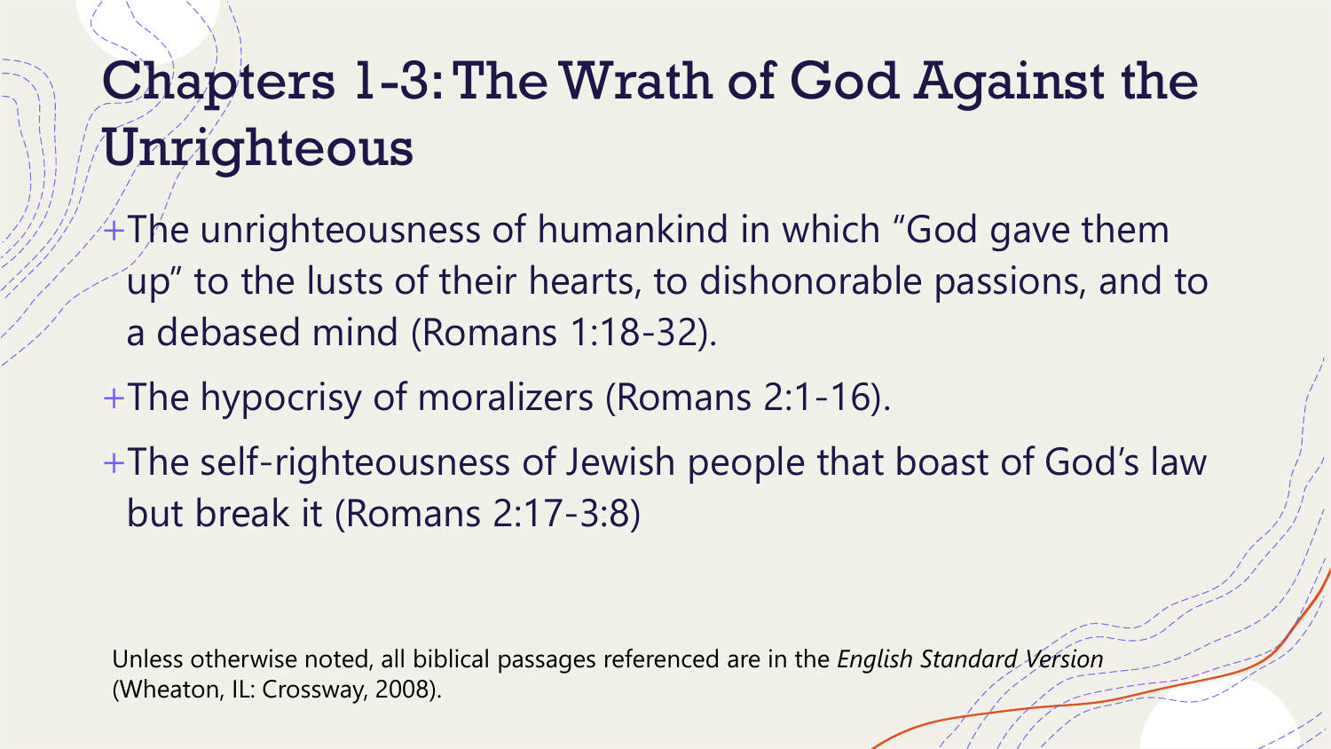# Chapters 1-3: The Wrath of God Against the Unrighteous

- The unrighteousness of humankind in which “God gave them up” to the lusts of their hearts, to dishonorable passions, and to a debased mind (Romans 1:18-32).
- The hypocrisy of moralizers (Romans 2:1-16).
- The self-righteousness of Jewish people that boast of God’s law but break it (Romans 2:17-3:8)

Unless otherwise noted, all biblical passages referenced are in the *English Standard Version* (Wheaton, IL: Crossway, 2008).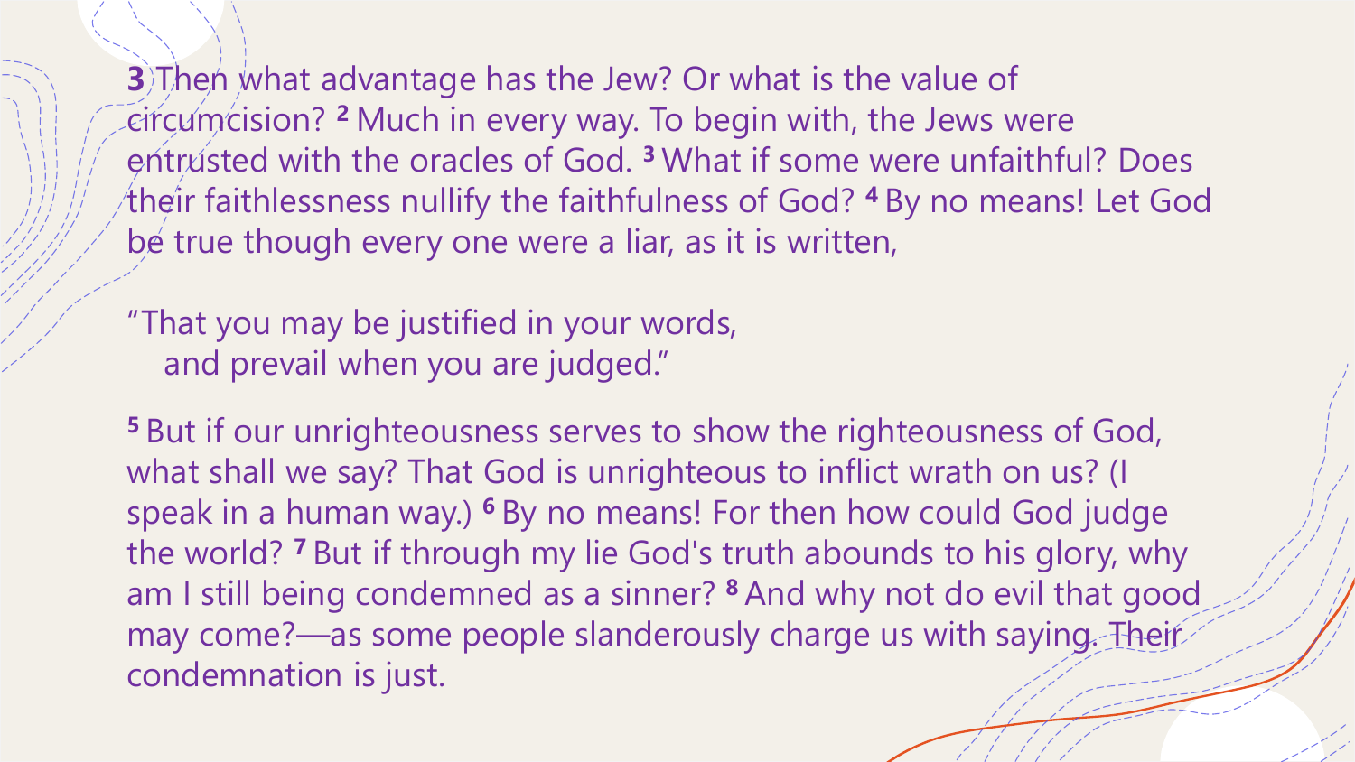**3** Then what advantage has the Jew? Or what is the value of circumcision? **2** Much in every way. To begin with, the Jews were entrusted with the oracles of God. **3** What if some were unfaithful? Does their faithlessness nullify the faithfulness of God? **4** By no means! Let God be true though every one were a liar, as it is written,

"That you may be justified in your words,
and prevail when you are judged."

**5** But if our unrighteousness serves to show the righteousness of God, what shall we say? That God is unrighteous to inflict wrath on us? (I speak in a human way.) **6** By no means! For then how could God judge the world? **7** But if through my lie God's truth abounds to his glory, why am I still being condemned as a sinner? **8** And why not do evil that good may come?—as some people slanderously charge us with saying. Their condemnation is just.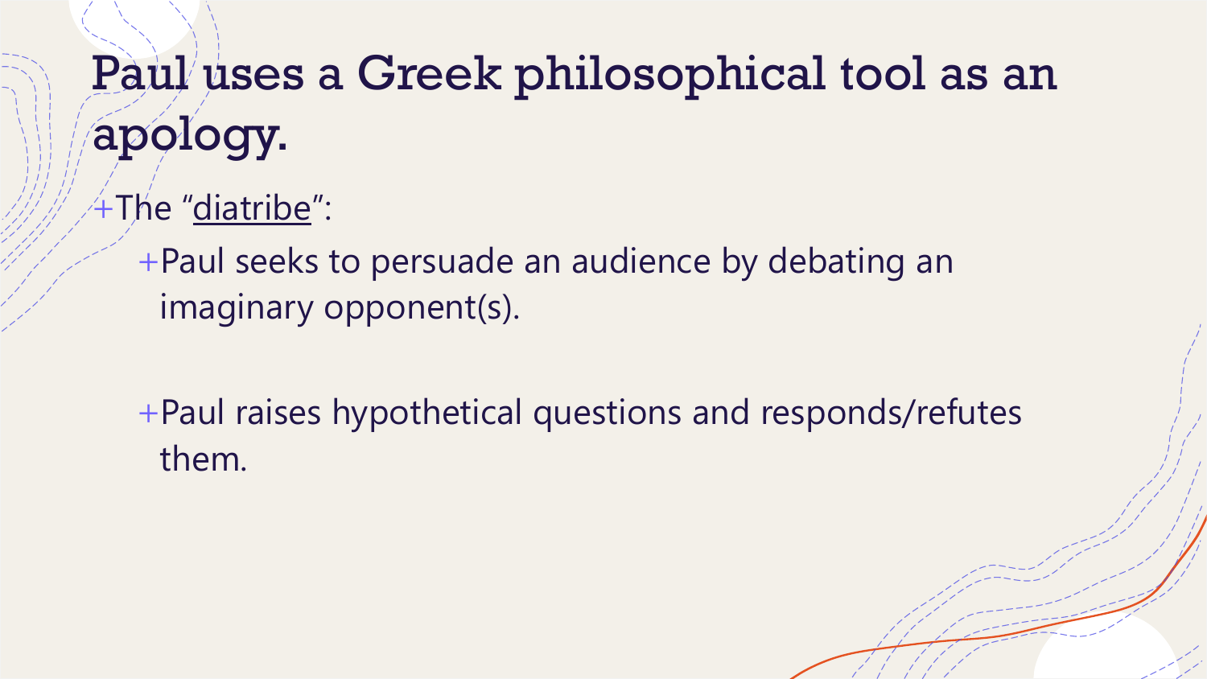# Paul uses a Greek philosophical tool as an apology.

- The "diatribe":
  - Paul seeks to persuade an audience by debating an imaginary opponent(s).
  - Paul raises hypothetical questions and responds/refutes them.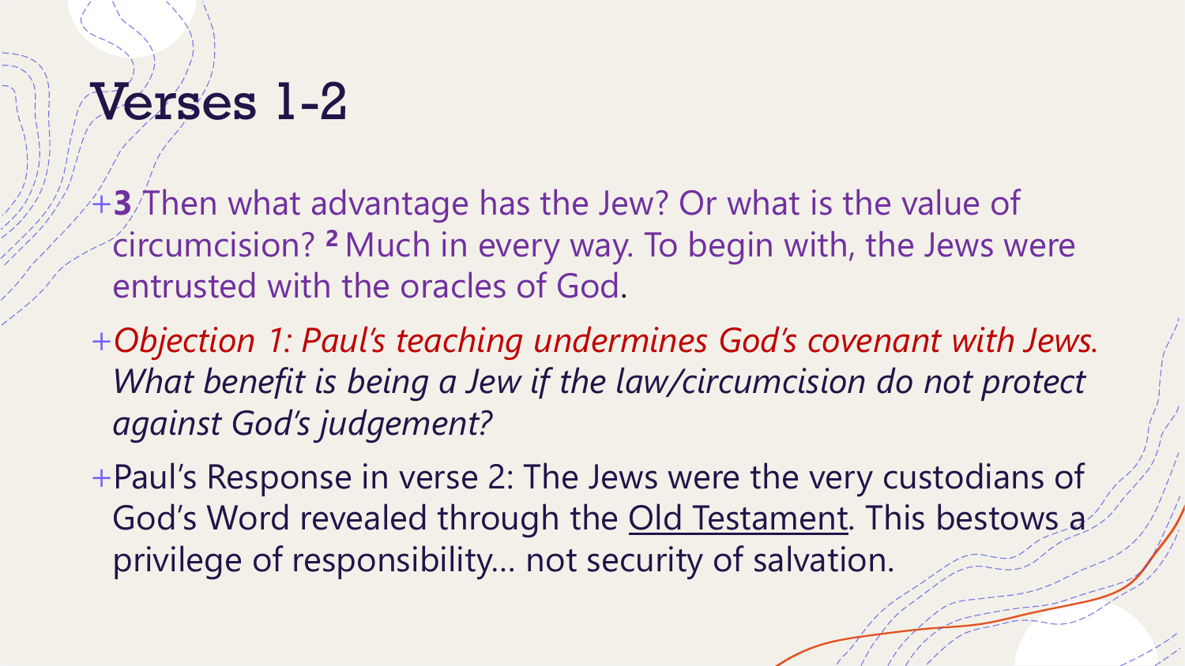# Verses 1-2

- **3** Then what advantage has the Jew? Or what is the value of circumcision? **2** Much in every way. To begin with, the Jews were entrusted with the oracles of God.
- *Objection 1: Paul's teaching undermines God's covenant with Jews. What benefit is being a Jew if the law/circumcision do not protect against God's judgement?*
- Paul's Response in verse 2: The Jews were the very custodians of God's Word revealed through the <u>Old Testament</u>. This bestows a privilege of responsibility… not security of salvation.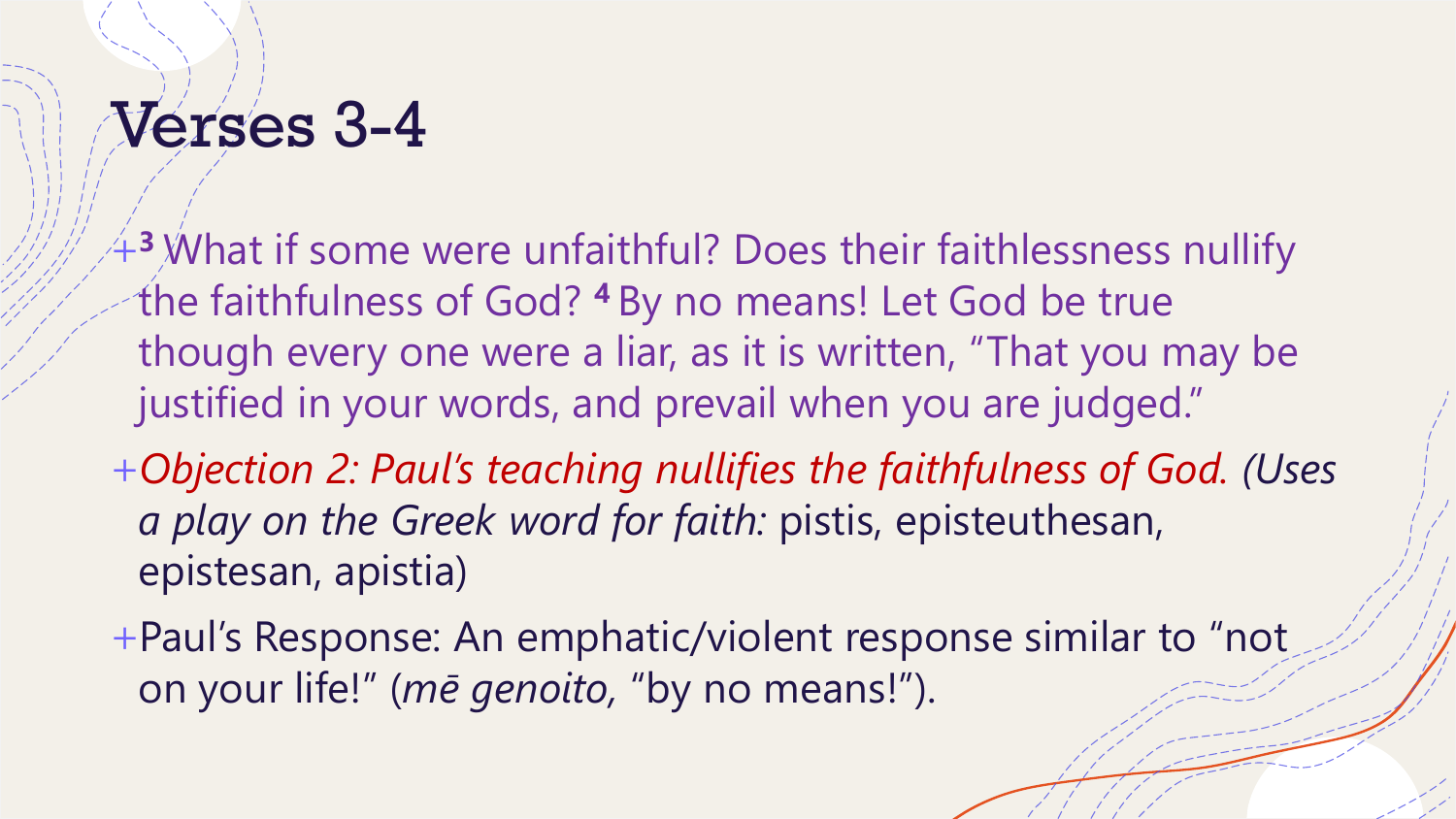# Verses 3-4

- [3] What if some were unfaithful? Does their faithlessness nullify the faithfulness of God? [4] By no means! Let God be true though every one were a liar, as it is written, “That you may be justified in your words, and prevail when you are judged.”
- *Objection 2: Paul’s teaching nullifies the faithfulness of God. (Uses a play on the Greek word for faith:* pistis, episteuthesan, epistesan, apistia)
- Paul’s Response: An emphatic/violent response similar to “not on your life!” (*mē genoito,* “by no means!”).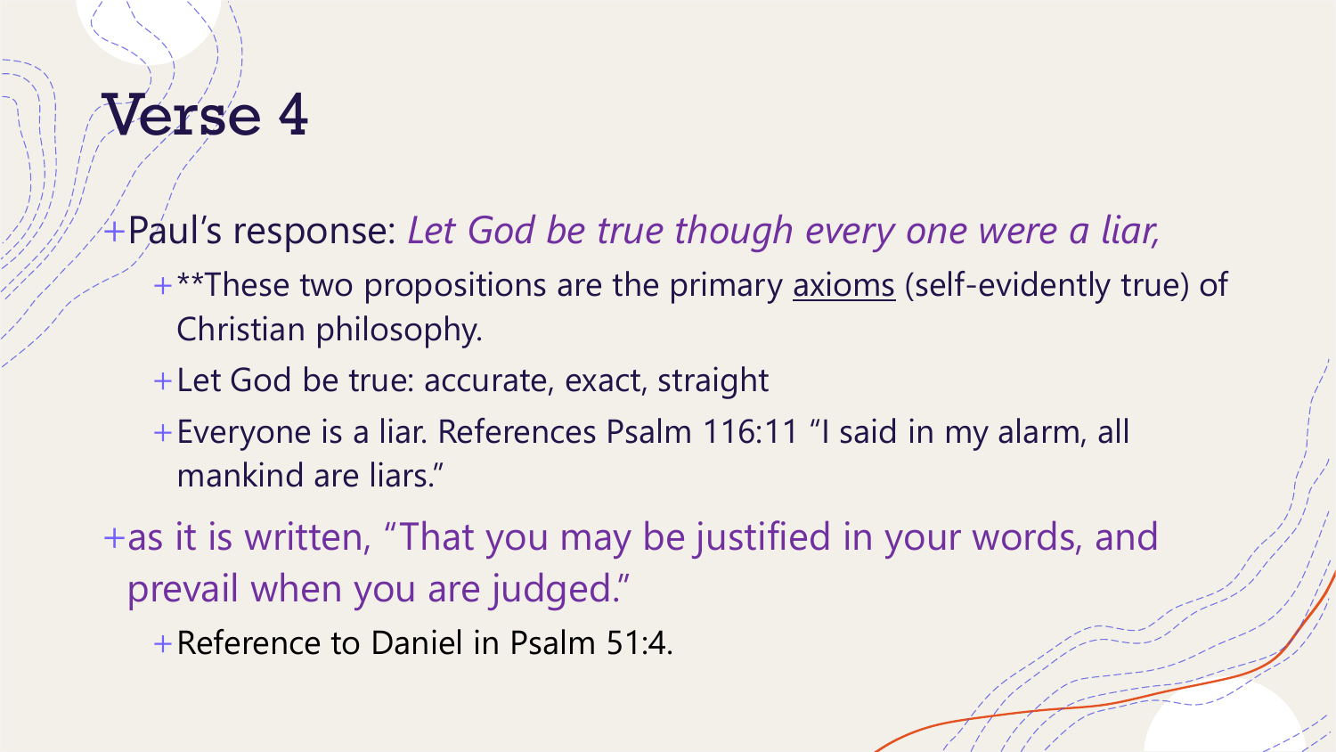# Verse 4

- Paul's response: *Let God be true though every one were a liar,*
  - **These two propositions are the primary <u>axioms</u> (self-evidently true) of Christian philosophy.
  - Let God be true: accurate, exact, straight
  - Everyone is a liar. References Psalm 116:11 "I said in my alarm, all mankind are liars."
- as it is written, "That you may be justified in your words, and prevail when you are judged."
  - Reference to Daniel in Psalm 51:4.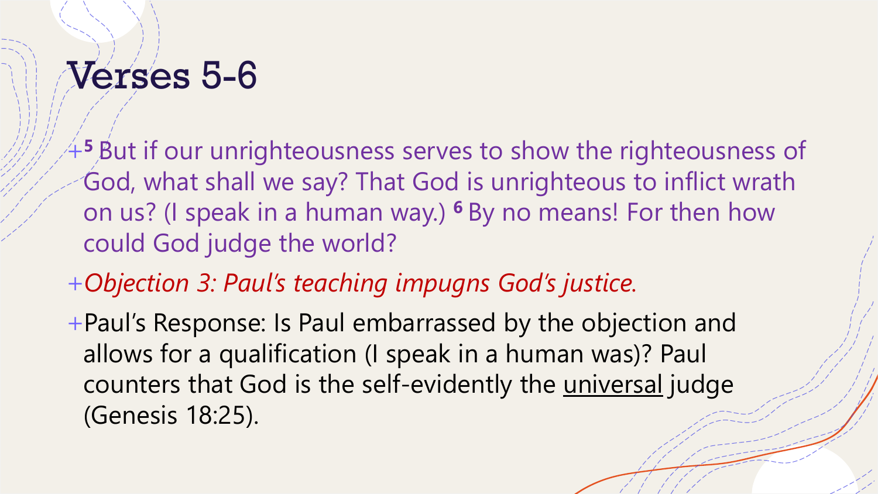# Verses 5-6

- [5] But if our unrighteousness serves to show the righteousness of God, what shall we say? That God is unrighteous to inflict wrath on us? (I speak in a human way.) [6] By no means! For then how could God judge the world?
- *Objection 3: Paul's teaching impugns God's justice.*
- Paul's Response: Is Paul embarrassed by the objection and allows for a qualification (I speak in a human was)? Paul counters that God is the self-evidently the <u>universal</u> judge (Genesis 18:25).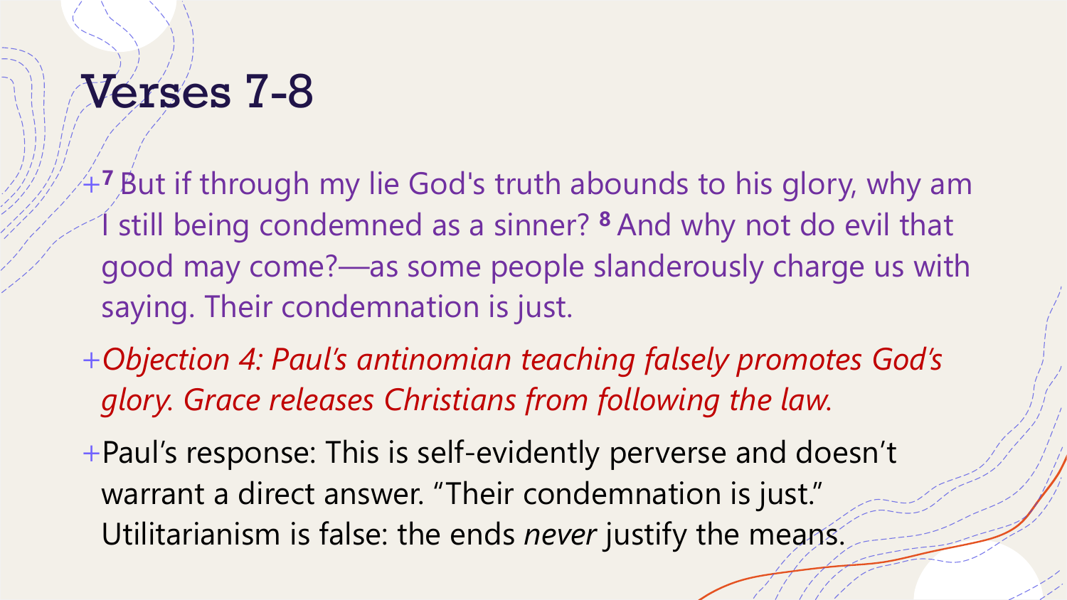# Verses 7-8

- [7] But if through my lie God's truth abounds to his glory, why am I still being condemned as a sinner? [8] And why not do evil that good may come?—as some people slanderously charge us with saying. Their condemnation is just.
- *Objection 4: Paul's antinomian teaching falsely promotes God's glory. Grace releases Christians from following the law.*
- Paul's response: This is self-evidently perverse and doesn't warrant a direct answer. "Their condemnation is just." Utilitarianism is false: the ends *never* justify the means.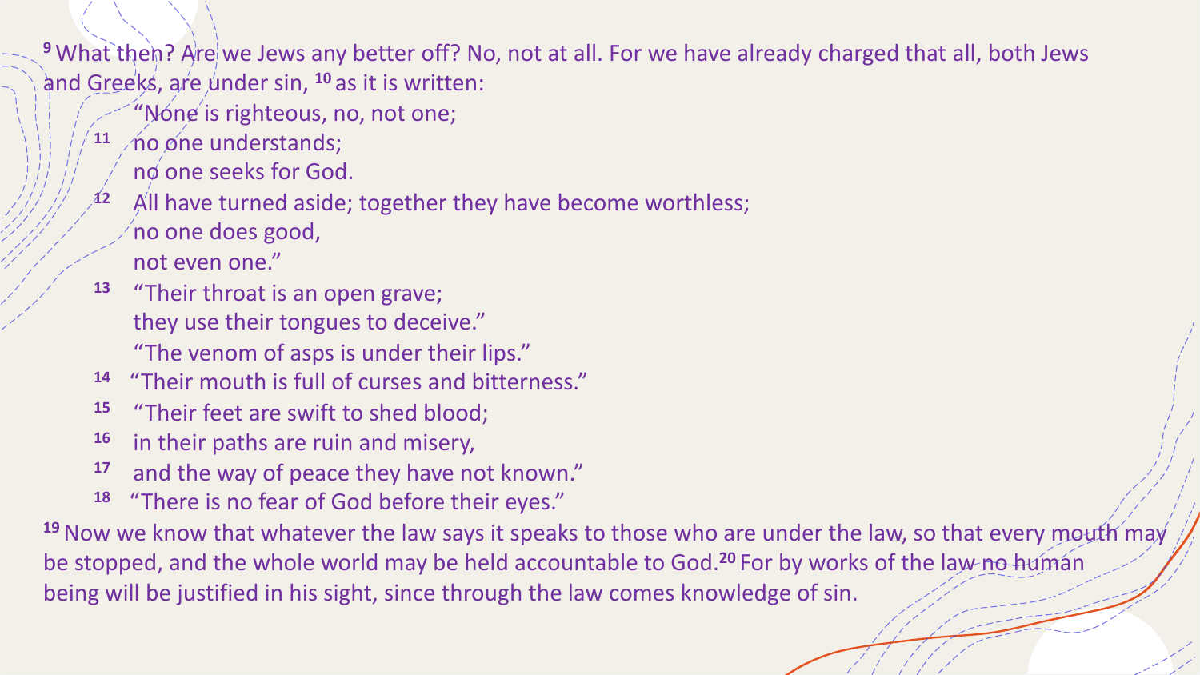[9] What then? Are we Jews any better off? No, not at all. For we have already charged that all, both Jews and Greeks, are under sin, [10] as it is written:

“None is righteous, no, not one;
[11] no one understands;
no one seeks for God.
[12] All have turned aside; together they have become worthless;
no one does good,
not even one.”
[13] “Their throat is an open grave;
they use their tongues to deceive.”
“The venom of asps is under their lips.”
[14] “Their mouth is full of curses and bitterness.”
[15] “Their feet are swift to shed blood;
[16] in their paths are ruin and misery,
[17] and the way of peace they have not known.”
[18] “There is no fear of God before their eyes.”

[19] Now we know that whatever the law says it speaks to those who are under the law, so that every mouth may be stopped, and the whole world may be held accountable to God.[20] For by works of the law no human being will be justified in his sight, since through the law comes knowledge of sin.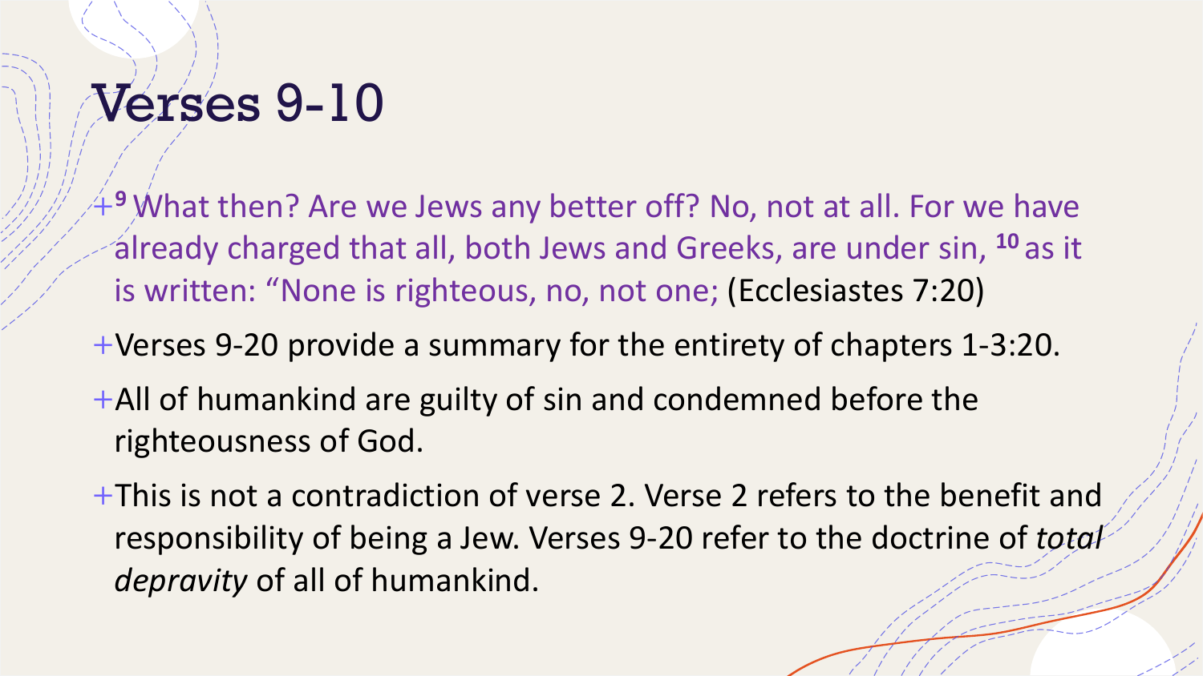# Verses 9-10

- [9] What then? Are we Jews any better off? No, not at all. For we have already charged that all, both Jews and Greeks, are under sin, [10] as it is written: “None is righteous, no, not one; (Ecclesiastes 7:20)
- Verses 9-20 provide a summary for the entirety of chapters 1-3:20.
- All of humankind are guilty of sin and condemned before the righteousness of God.
- This is not a contradiction of verse 2. Verse 2 refers to the benefit and responsibility of being a Jew. Verses 9-20 refer to the doctrine of *total depravity* of all of humankind.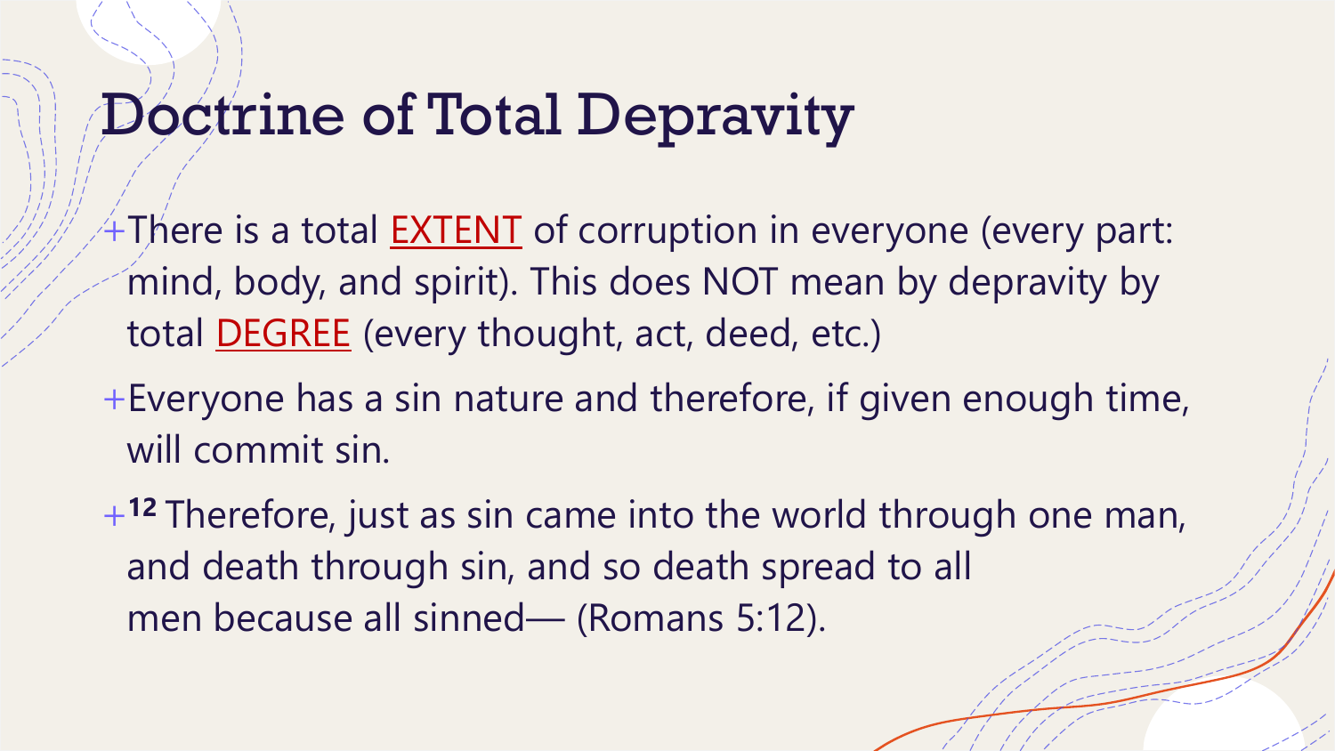# Doctrine of Total Depravity

- There is a total EXTENT of corruption in everyone (every part: mind, body, and spirit). This does NOT mean by depravity by total DEGREE (every thought, act, deed, etc.)
- Everyone has a sin nature and therefore, if given enough time, will commit sin.
- **12** Therefore, just as sin came into the world through one man, and death through sin, and so death spread to all men because all sinned— (Romans 5:12).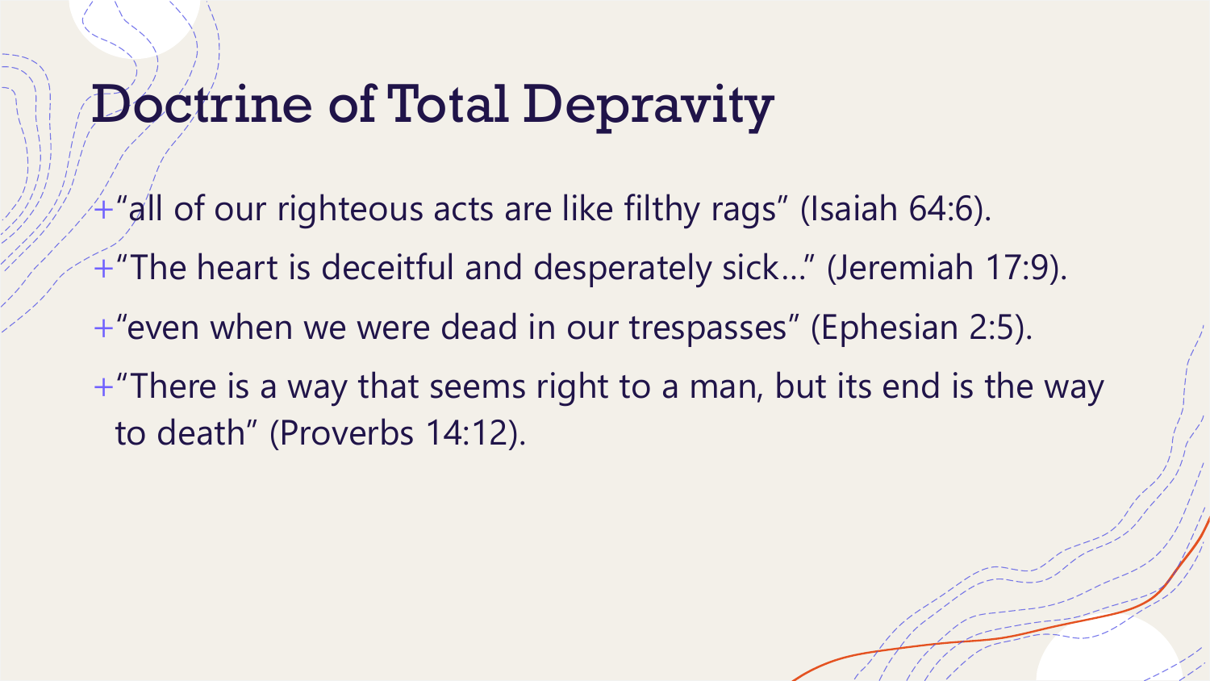# Doctrine of Total Depravity

- "all of our righteous acts are like filthy rags" (Isaiah 64:6).
- "The heart is deceitful and desperately sick…" (Jeremiah 17:9).
- "even when we were dead in our trespasses" (Ephesian 2:5).
- "There is a way that seems right to a man, but its end is the way to death" (Proverbs 14:12).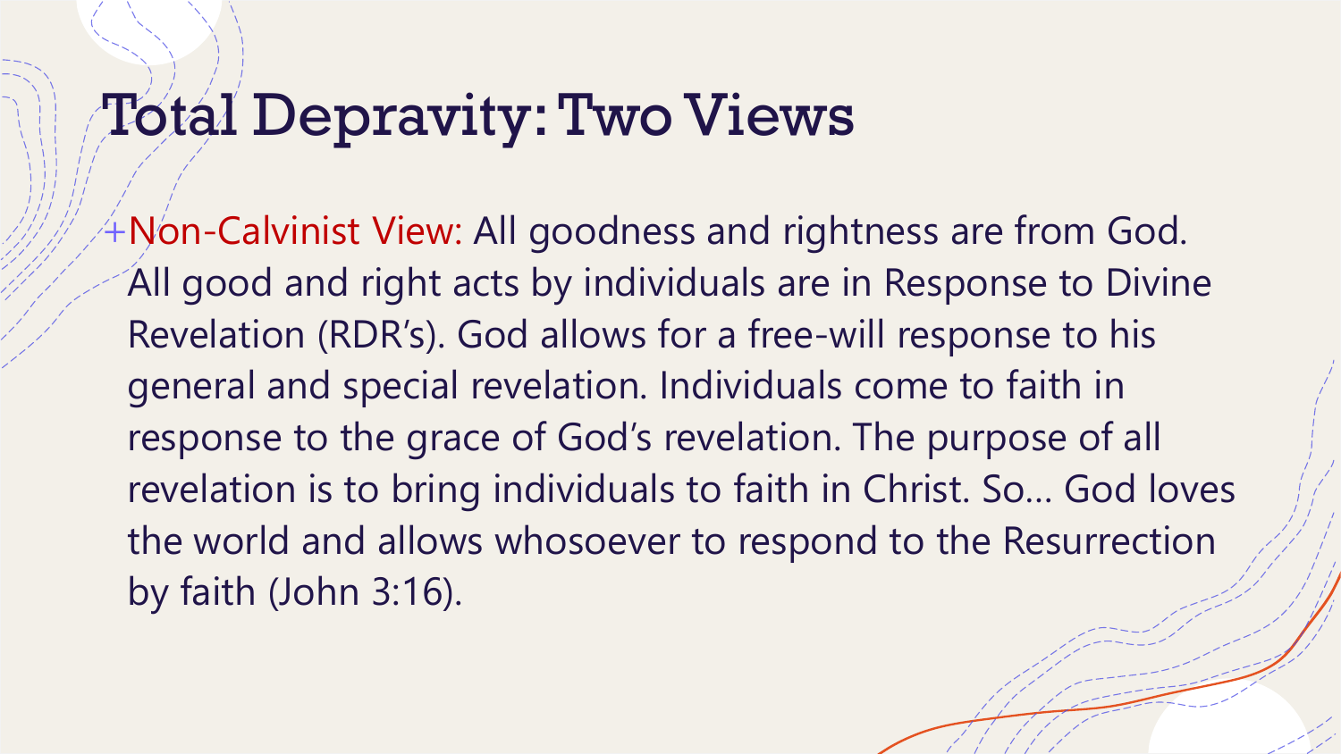# Total Depravity: Two Views

- Non-Calvinist View: All goodness and rightness are from God. All good and right acts by individuals are in Response to Divine Revelation (RDR's). God allows for a free-will response to his general and special revelation. Individuals come to faith in response to the grace of God's revelation. The purpose of all revelation is to bring individuals to faith in Christ. So… God loves the world and allows whosoever to respond to the Resurrection by faith (John 3:16).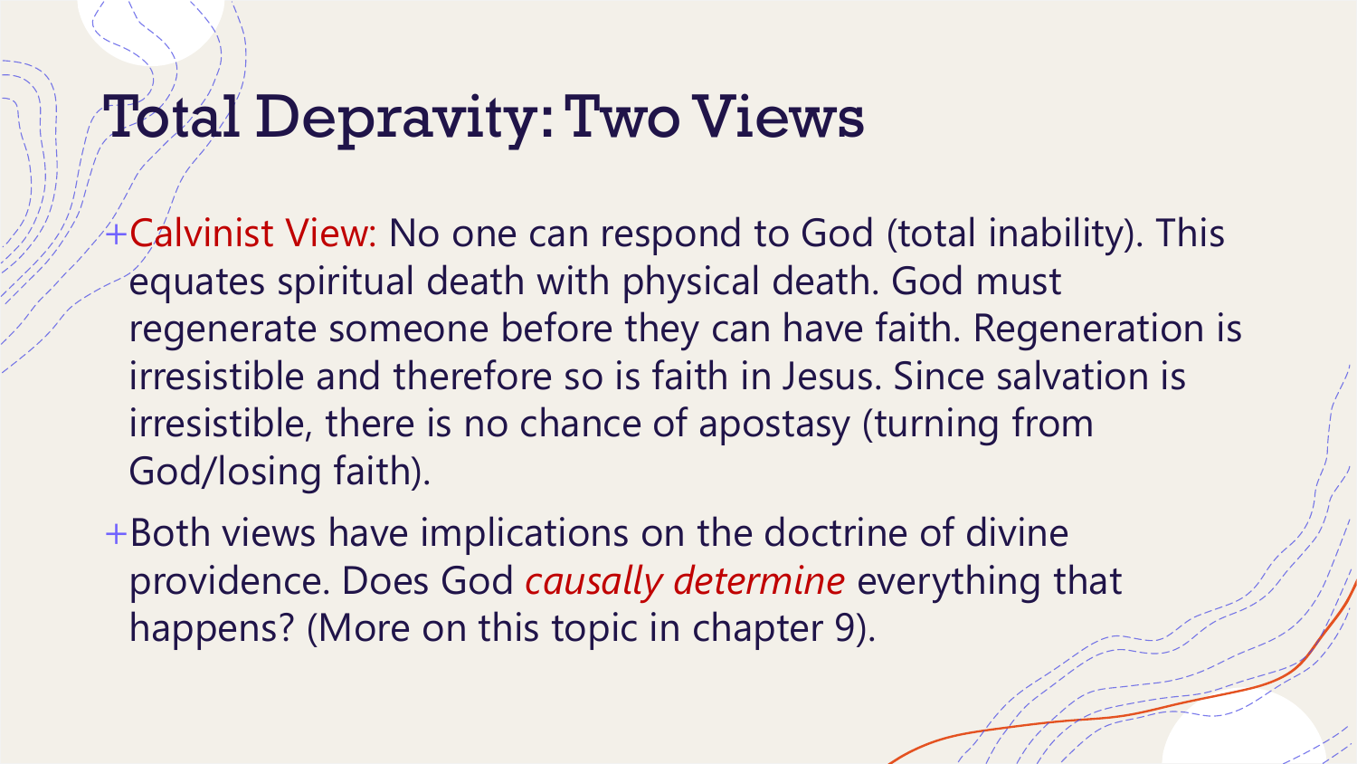# Total Depravity: Two Views

- Calvinist View: No one can respond to God (total inability). This equates spiritual death with physical death. God must regenerate someone before they can have faith. Regeneration is irresistible and therefore so is faith in Jesus. Since salvation is irresistible, there is no chance of apostasy (turning from God/losing faith).
- Both views have implications on the doctrine of divine providence. Does God *causally determine* everything that happens? (More on this topic in chapter 9).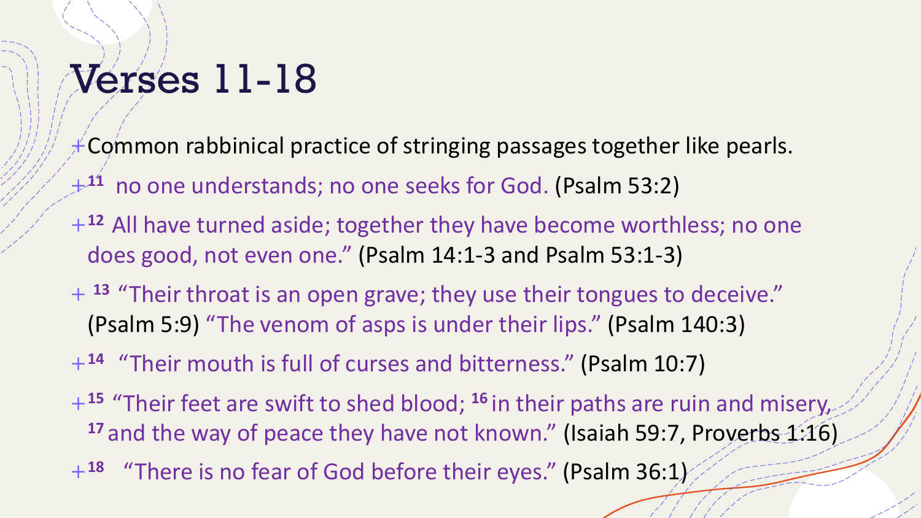# Verses 11-18

- Common rabbinical practice of stringing passages together like pearls.
- [11] no one understands; no one seeks for God. (Psalm 53:2)
- [12] All have turned aside; together they have become worthless; no one does good, not even one." (Psalm 14:1-3 and Psalm 53:1-3)
- [13] "Their throat is an open grave; they use their tongues to deceive." (Psalm 5:9) "The venom of asps is under their lips." (Psalm 140:3)
- [14] "Their mouth is full of curses and bitterness." (Psalm 10:7)
- [15] "Their feet are swift to shed blood; [16] in their paths are ruin and misery, [17] and the way of peace they have not known." (Isaiah 59:7, Proverbs 1:16)
- [18] "There is no fear of God before their eyes." (Psalm 36:1)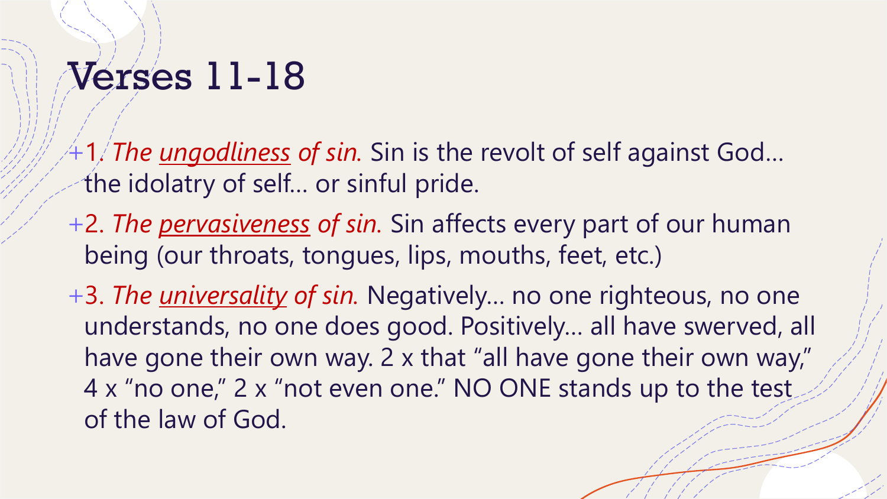# Verses 11-18

- 1. *The <u>ungodliness</u> of sin.* Sin is the revolt of self against God… the idolatry of self… or sinful pride.
- 2. *The <u>pervasiveness</u> of sin.* Sin affects every part of our human being (our throats, tongues, lips, mouths, feet, etc.)
- 3. *The <u>universality</u> of sin.* Negatively… no one righteous, no one understands, no one does good. Positively… all have swerved, all have gone their own way. 2 x that "all have gone their own way," 4 x "no one," 2 x "not even one." NO ONE stands up to the test of the law of God.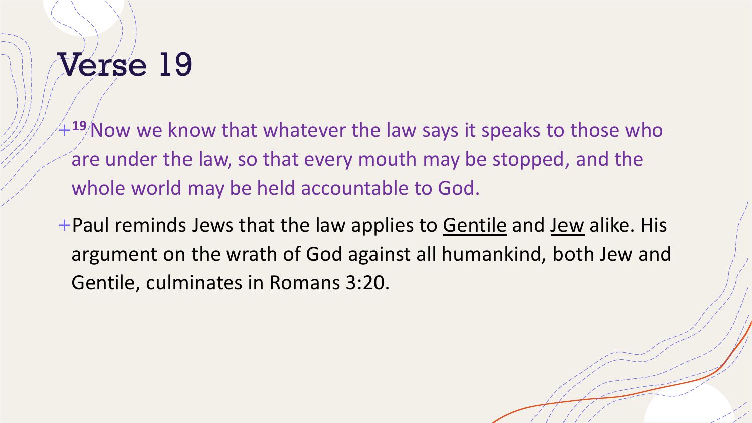# Verse 19

- [19] Now we know that whatever the law says it speaks to those who are under the law, so that every mouth may be stopped, and the whole world may be held accountable to God.
- Paul reminds Jews that the law applies to Gentile and Jew alike. His argument on the wrath of God against all humankind, both Jew and Gentile, culminates in Romans 3:20.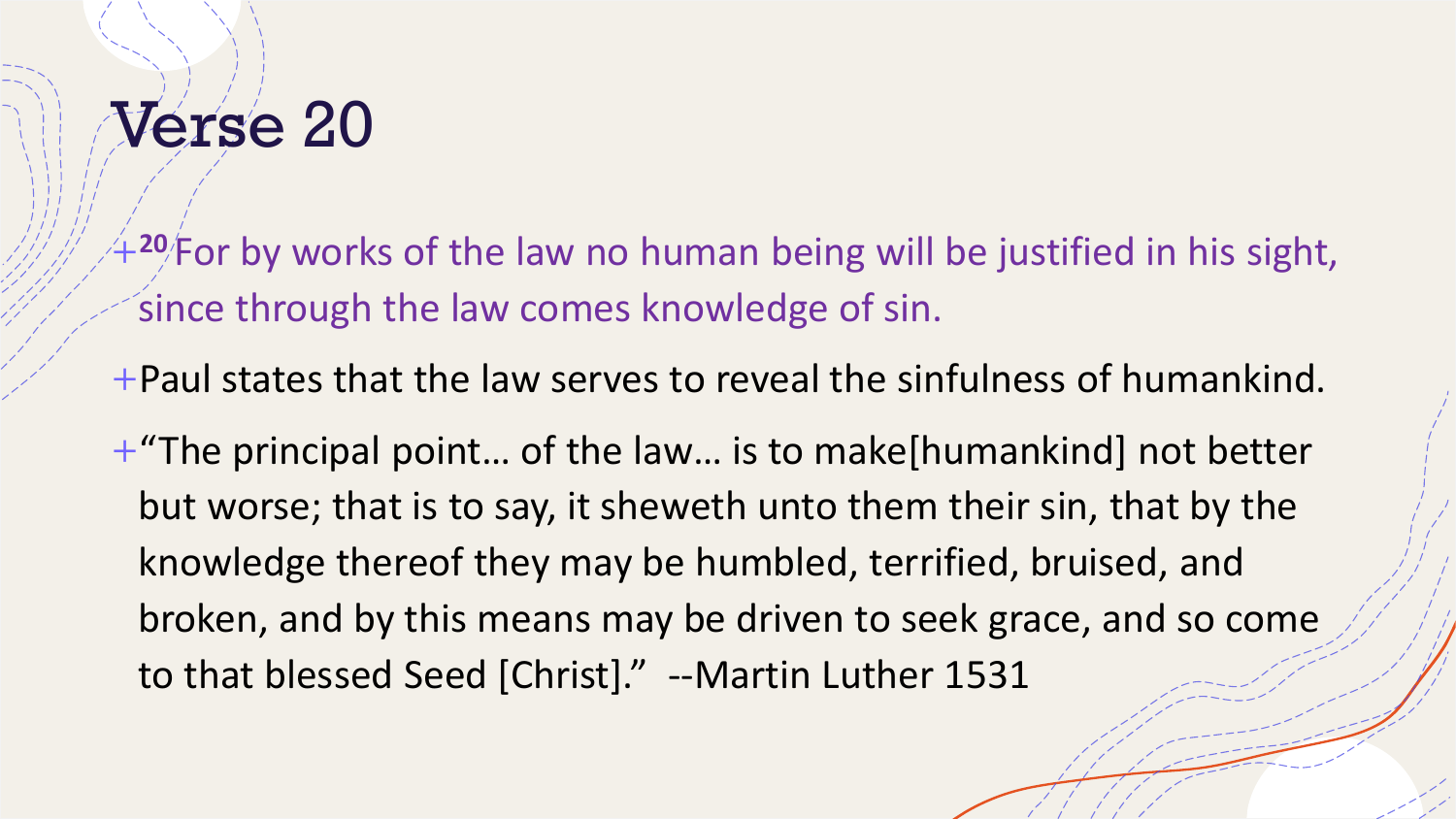# Verse 20

- [20] For by works of the law no human being will be justified in his sight, since through the law comes knowledge of sin.
- Paul states that the law serves to reveal the sinfulness of humankind.
- "The principal point… of the law… is to make[humankind] not better but worse; that is to say, it sheweth unto them their sin, that by the knowledge thereof they may be humbled, terrified, bruised, and broken, and by this means may be driven to seek grace, and so come to that blessed Seed [Christ]." --Martin Luther 1531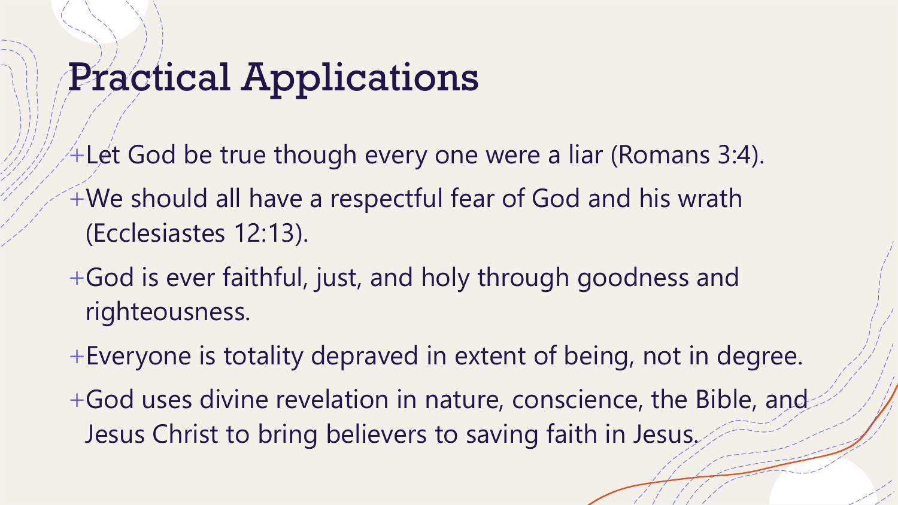# Practical Applications

- Let God be true though every one were a liar (Romans 3:4).
- We should all have a respectful fear of God and his wrath (Ecclesiastes 12:13).
- God is ever faithful, just, and holy through goodness and righteousness.
- Everyone is totality depraved in extent of being, not in degree.
- God uses divine revelation in nature, conscience, the Bible, and Jesus Christ to bring believers to saving faith in Jesus.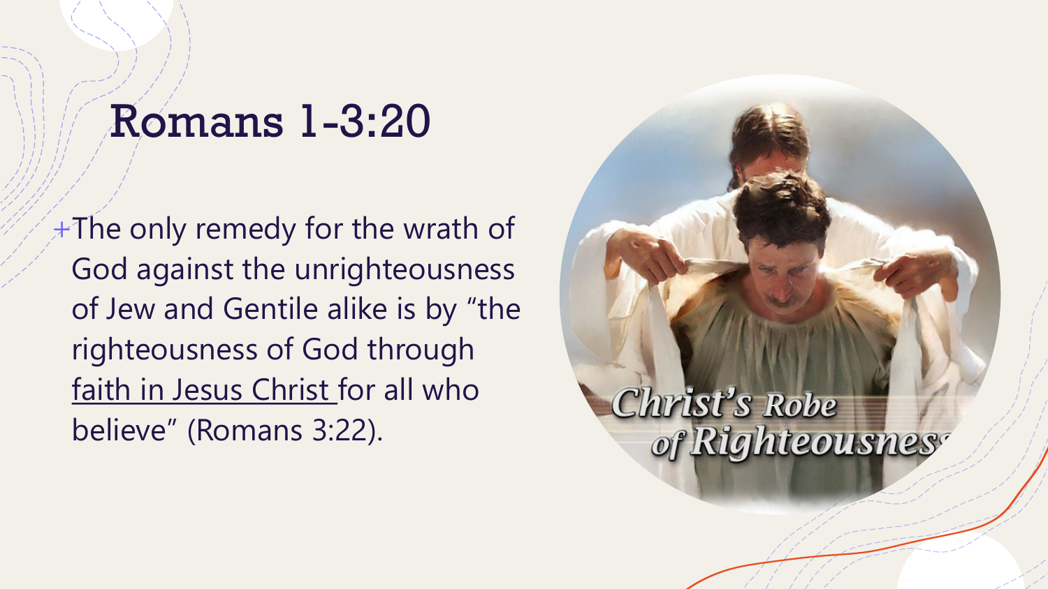# Romans 1-3:20

- The only remedy for the wrath of God against the unrighteousness of Jew and Gentile alike is by "the righteousness of God through faith in Jesus Christ for all who believe" (Romans 3:22).